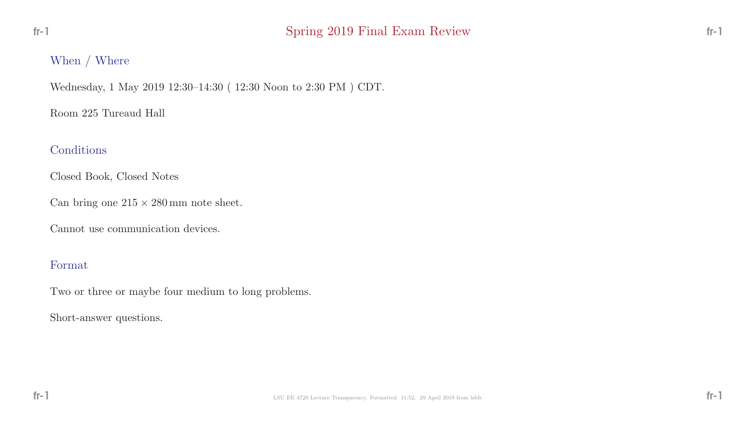# Spring 2019 Final Exam Review

## When / Where

Wednesday, 1 May 2019 12:30–14:30 ( 12:30 Noon to 2:30 PM ) CDT.

Room 225 Tureaud Hall

## Conditions

Closed Book, Closed Notes

Can bring one $215 \times 280\,\mathrm{mm}$ note sheet.

Cannot use communication devices.

## Format

Two or three or maybe four medium to long problems.

Short-answer questions.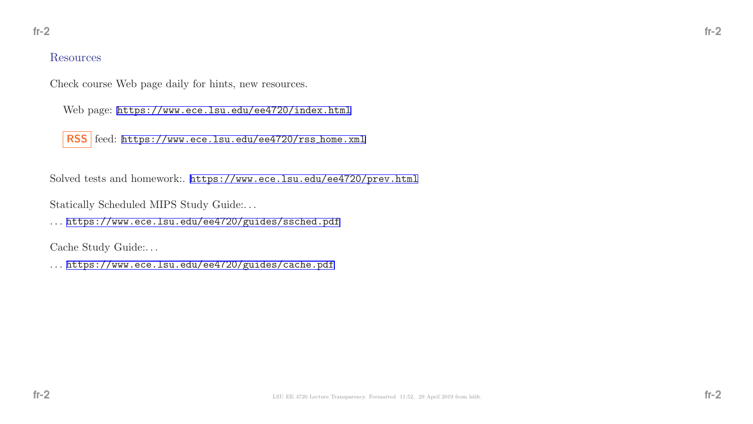## Resources

Check course Web page daily for hints, new resources.

Web page: https://www.ece.lsu.edu/ee4720/index.html

RSS feed: https://www.ece.lsu.edu/ee4720/rss_home.xml

Solved tests and homework:. https://www.ece.lsu.edu/ee4720/prev.html

Statically Scheduled MIPS Study Guide:...

... https://www.ece.lsu.edu/ee4720/guides/ssched.pdf

Cache Study Guide:...

... https://www.ece.lsu.edu/ee4720/guides/cache.pdf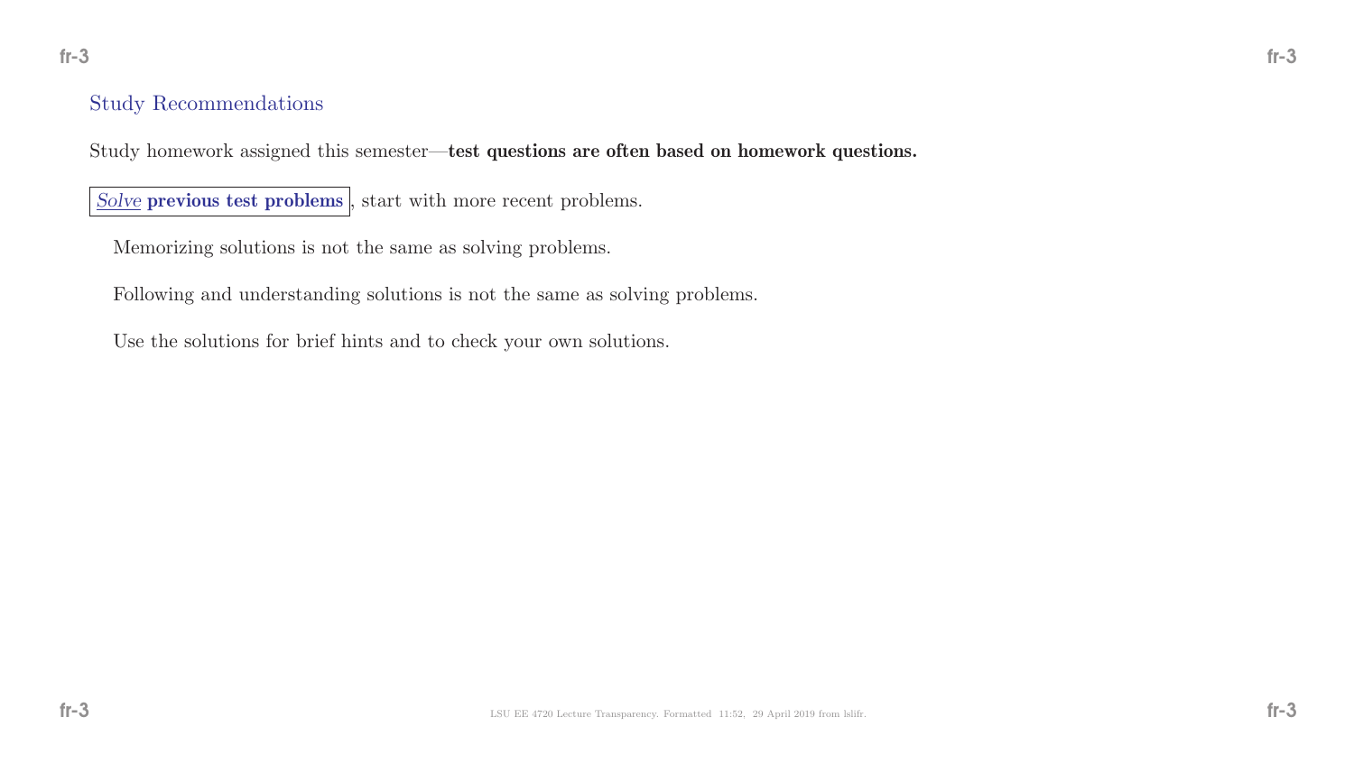## Study Recommendations

Study homework assigned this semester—**test questions are often based on homework questions.**

*Solve* **previous test problems**, start with more recent problems.

Memorizing solutions is not the same as solving problems.

Following and understanding solutions is not the same as solving problems.

Use the solutions for brief hints and to check your own solutions.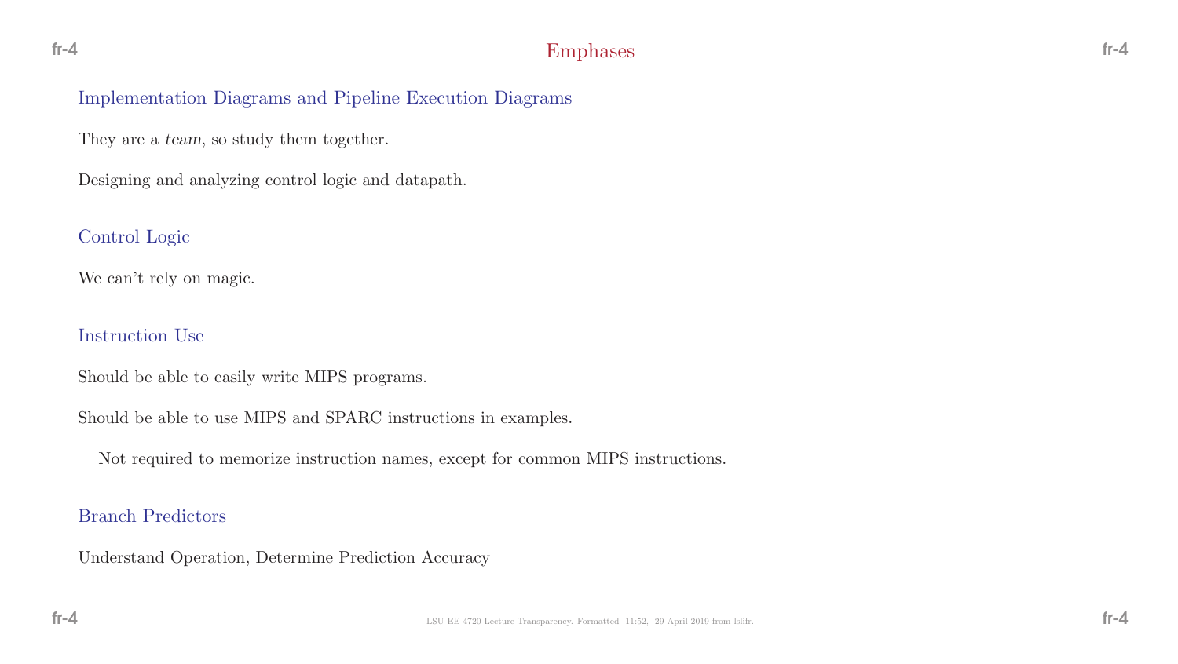# Emphases

## Implementation Diagrams and Pipeline Execution Diagrams

They are a *team*, so study them together.

Designing and analyzing control logic and datapath.

## Control Logic

We can't rely on magic.

## Instruction Use

Should be able to easily write MIPS programs.

Should be able to use MIPS and SPARC instructions in examples.

Not required to memorize instruction names, except for common MIPS instructions.

## Branch Predictors

Understand Operation, Determine Prediction Accuracy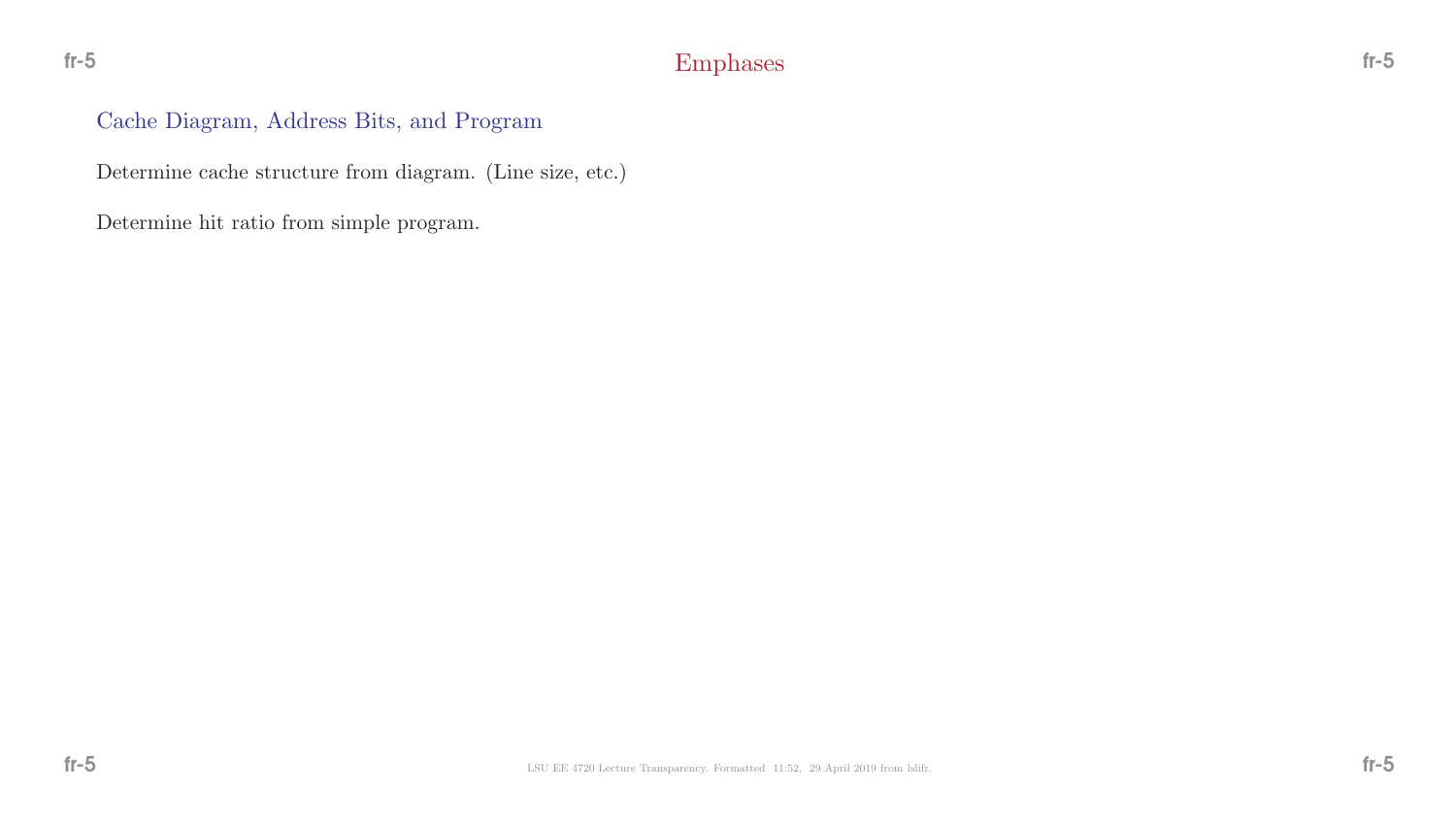# Emphases

## Cache Diagram, Address Bits, and Program

Determine cache structure from diagram. (Line size, etc.)

Determine hit ratio from simple program.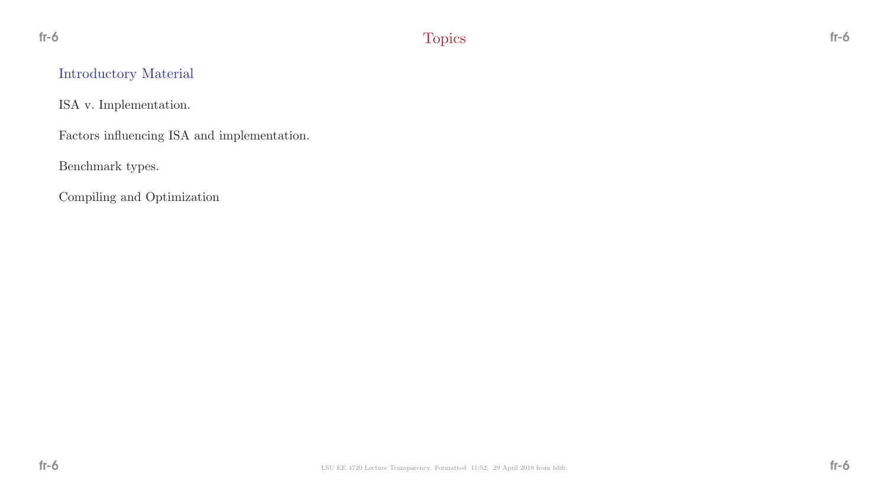# Topics

## Introductory Material

ISA v. Implementation.

Factors influencing ISA and implementation.

Benchmark types.

Compiling and Optimization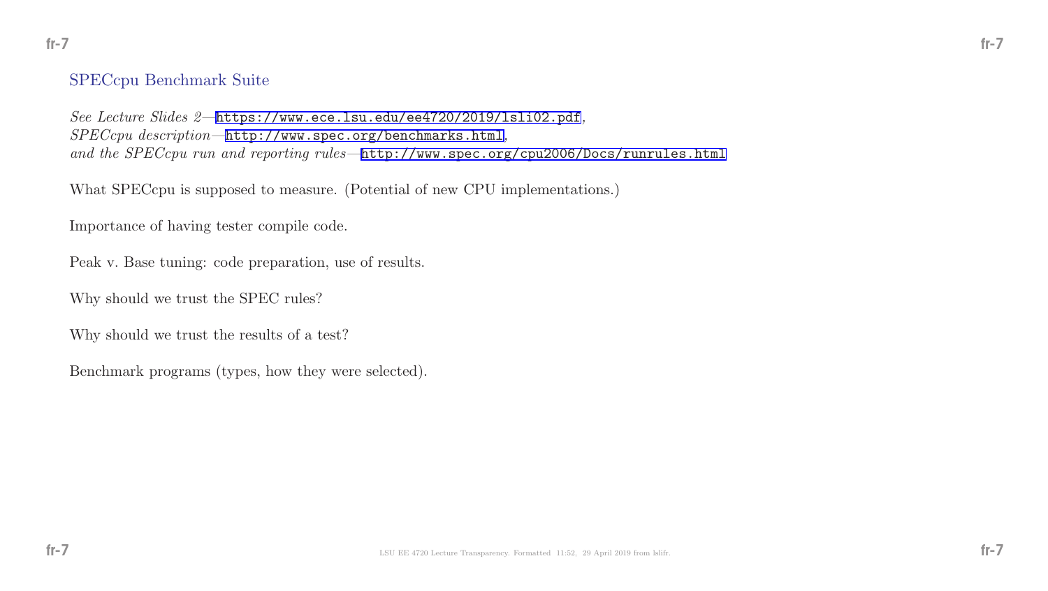## SPECcpu Benchmark Suite

*See Lecture Slides 2*—https://www.ece.lsu.edu/ee4720/2019/lsli02.pdf,
*SPECcpu description*—http://www.spec.org/benchmarks.html,
*and the SPECcpu run and reporting rules*—http://www.spec.org/cpu2006/Docs/runrules.html

What SPECcpu is supposed to measure. (Potential of new CPU implementations.)

Importance of having tester compile code.

Peak v. Base tuning: code preparation, use of results.

Why should we trust the SPEC rules?

Why should we trust the results of a test?

Benchmark programs (types, how they were selected).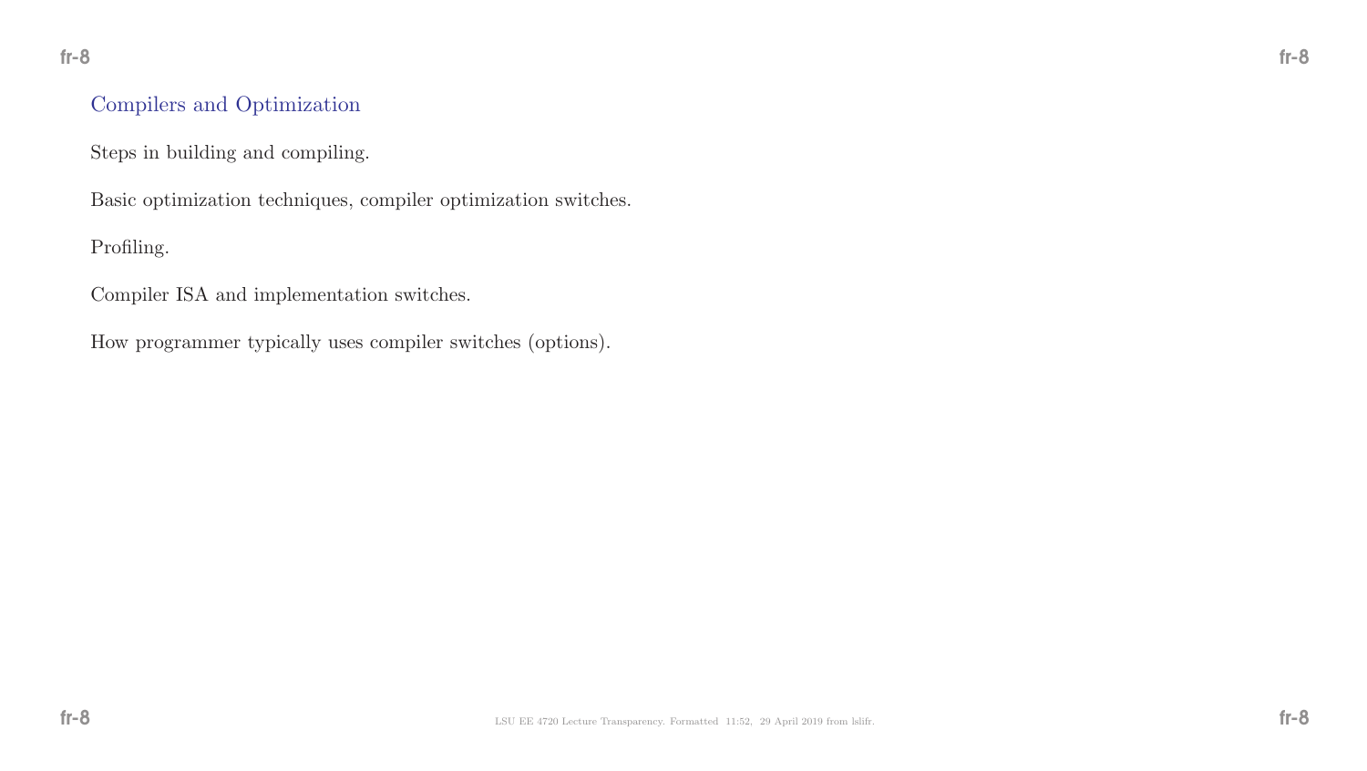## Compilers and Optimization

Steps in building and compiling.

Basic optimization techniques, compiler optimization switches.

Profiling.

Compiler ISA and implementation switches.

How programmer typically uses compiler switches (options).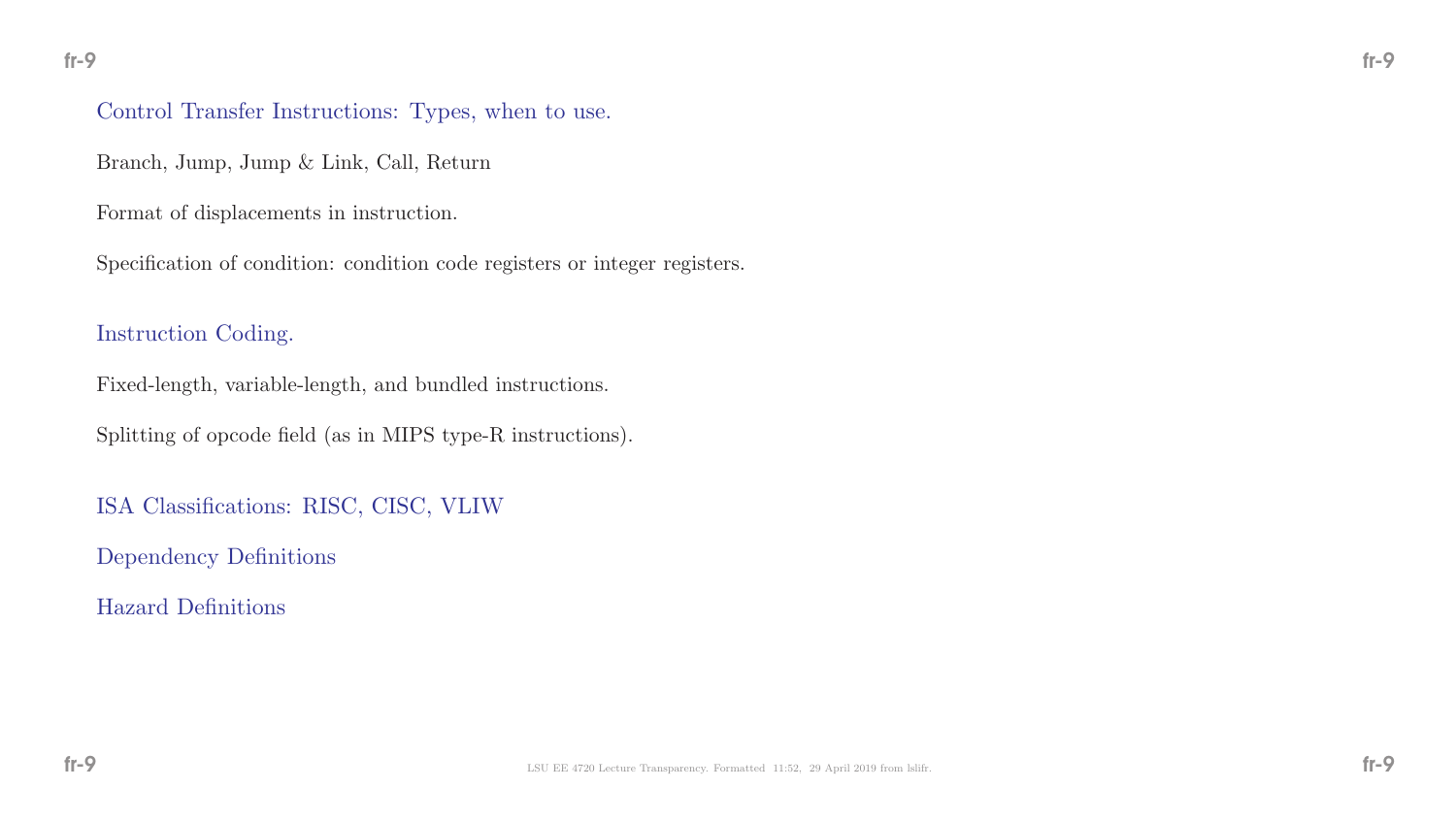## Control Transfer Instructions: Types, when to use.

Branch, Jump, Jump & Link, Call, Return

Format of displacements in instruction.

Specification of condition: condition code registers or integer registers.

## Instruction Coding.

Fixed-length, variable-length, and bundled instructions.

Splitting of opcode field (as in MIPS type-R instructions).

## ISA Classifications: RISC, CISC, VLIW

## Dependency Definitions

## Hazard Definitions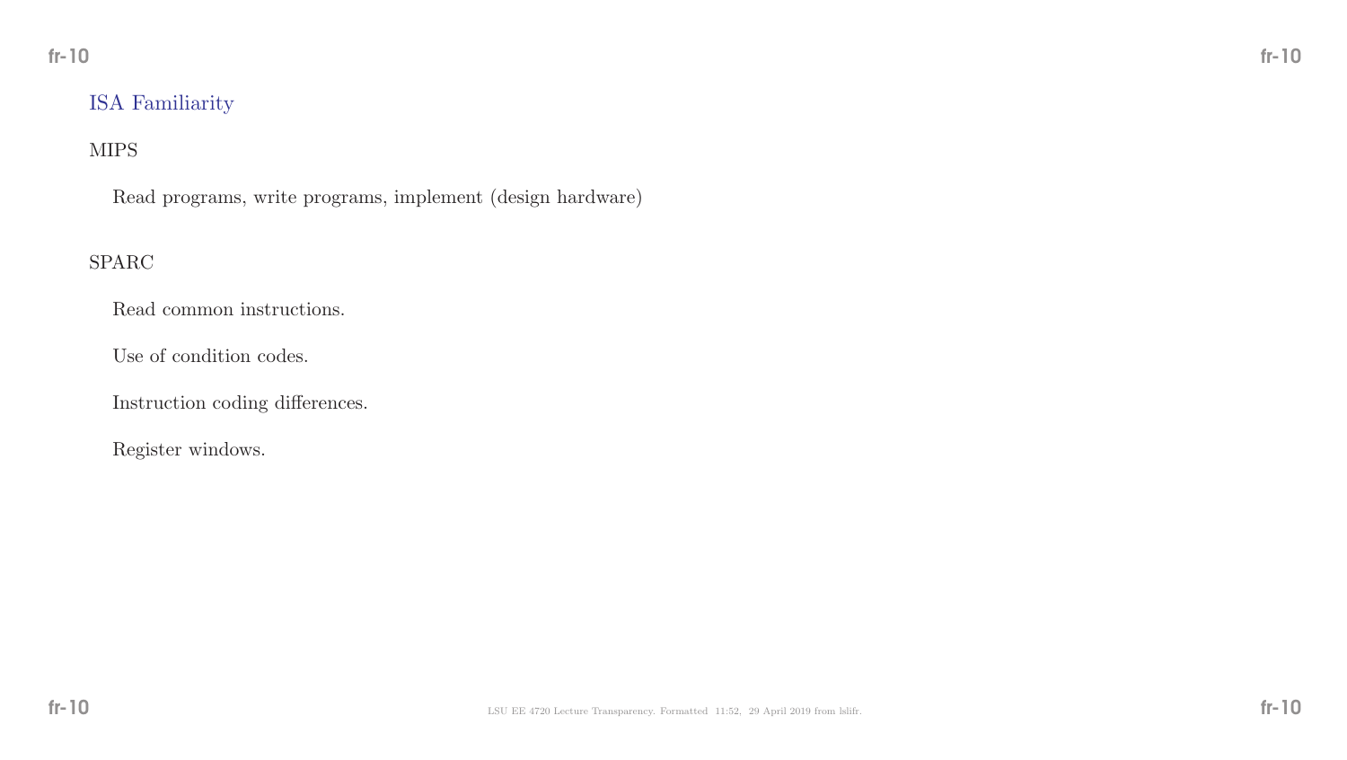## ISA Familiarity

MIPS

Read programs, write programs, implement (design hardware)

SPARC

Read common instructions.

Use of condition codes.

Instruction coding differences.

Register windows.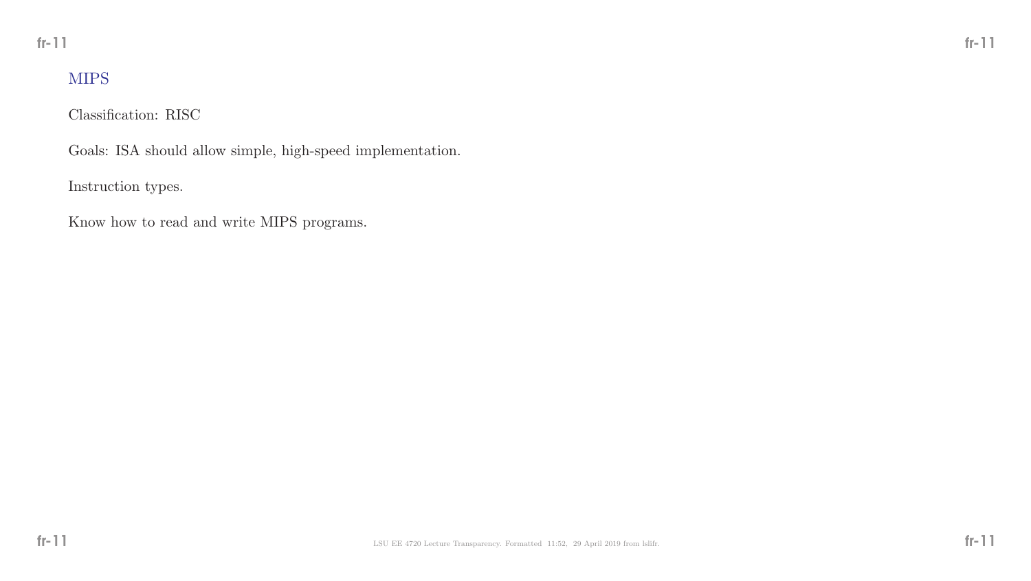## MIPS

Classification: RISC

Goals: ISA should allow simple, high-speed implementation.

Instruction types.

Know how to read and write MIPS programs.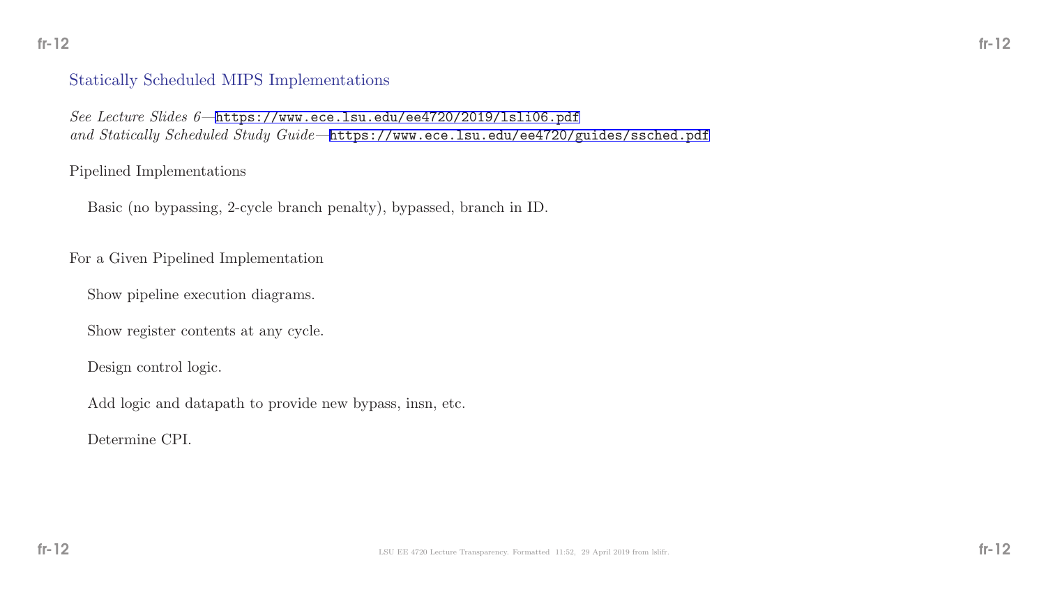## Statically Scheduled MIPS Implementations

*See Lecture Slides 6*—https://www.ece.lsu.edu/ee4720/2019/lsli06.pdf
*and Statically Scheduled Study Guide*—https://www.ece.lsu.edu/ee4720/guides/ssched.pdf

Pipelined Implementations

Basic (no bypassing, 2-cycle branch penalty), bypassed, branch in ID.

For a Given Pipelined Implementation

Show pipeline execution diagrams.

Show register contents at any cycle.

Design control logic.

Add logic and datapath to provide new bypass, insn, etc.

Determine CPI.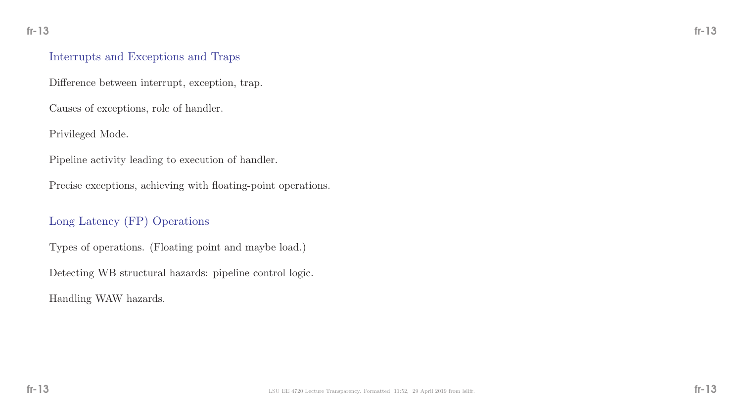## Interrupts and Exceptions and Traps

Difference between interrupt, exception, trap.

Causes of exceptions, role of handler.

Privileged Mode.

Pipeline activity leading to execution of handler.

Precise exceptions, achieving with floating-point operations.

## Long Latency (FP) Operations

Types of operations. (Floating point and maybe load.)

Detecting WB structural hazards: pipeline control logic.

Handling WAW hazards.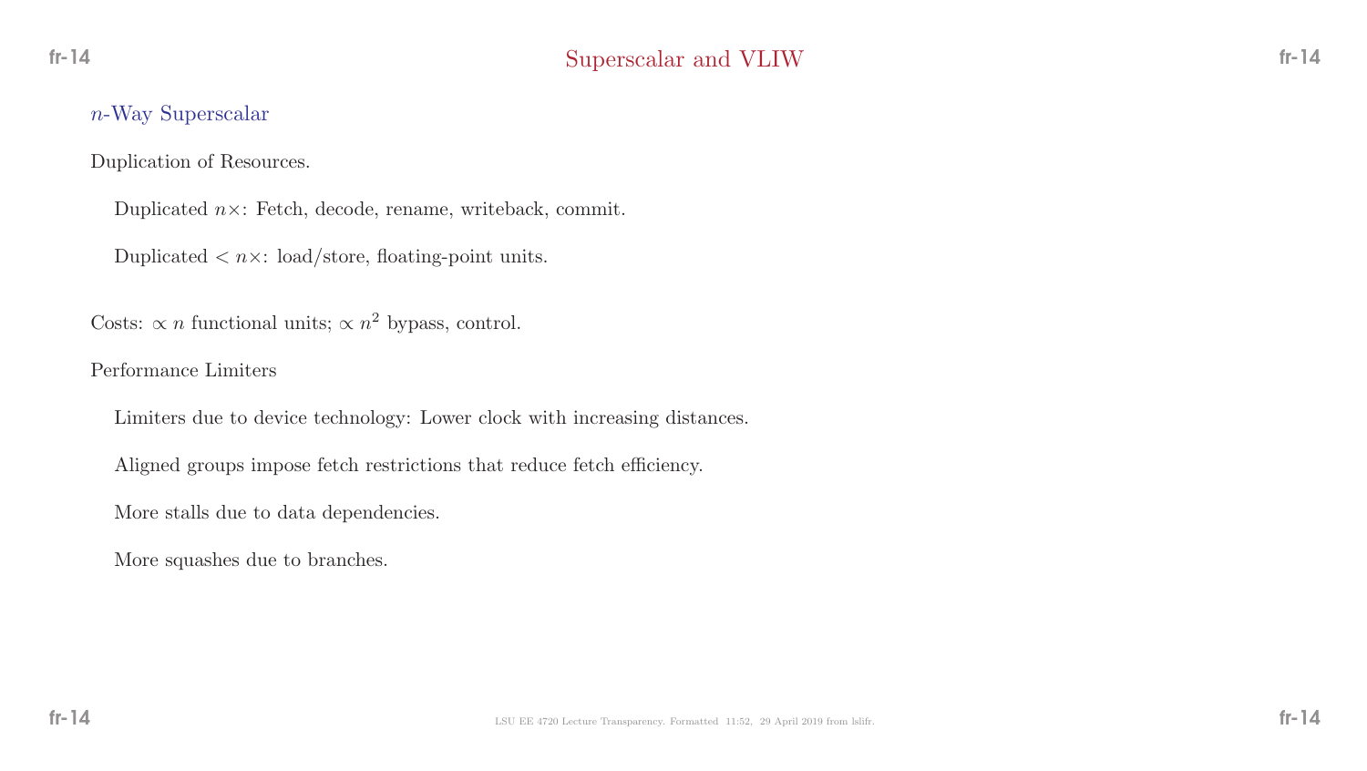# Superscalar and VLIW

## $n$-Way Superscalar

Duplication of Resources.

Duplicated $n\times$: Fetch, decode, rename, writeback, commit.

Duplicated $< n\times$: load/store, floating-point units.

Costs: $\propto n$ functional units; $\propto n^2$ bypass, control.

Performance Limiters

Limiters due to device technology: Lower clock with increasing distances.

Aligned groups impose fetch restrictions that reduce fetch efficiency.

More stalls due to data dependencies.

More squashes due to branches.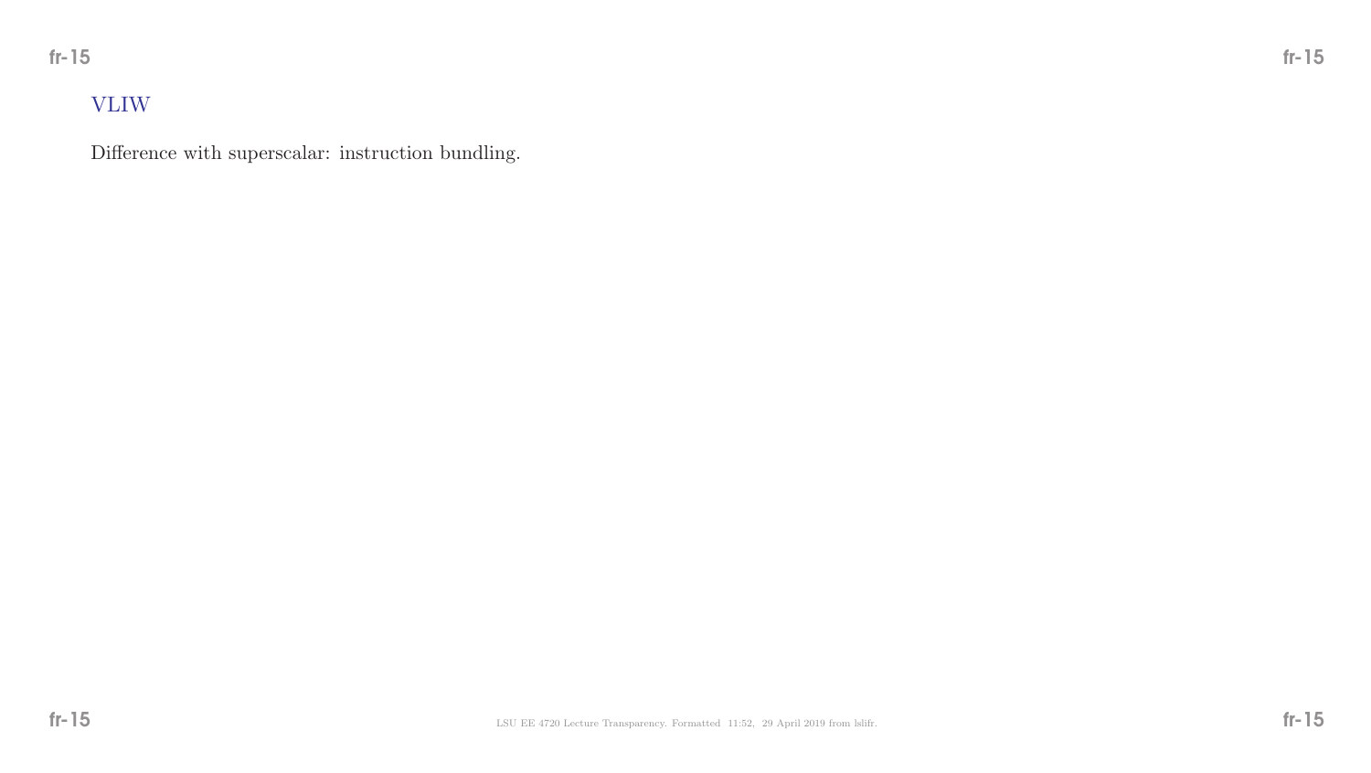## VLIW

Difference with superscalar: instruction bundling.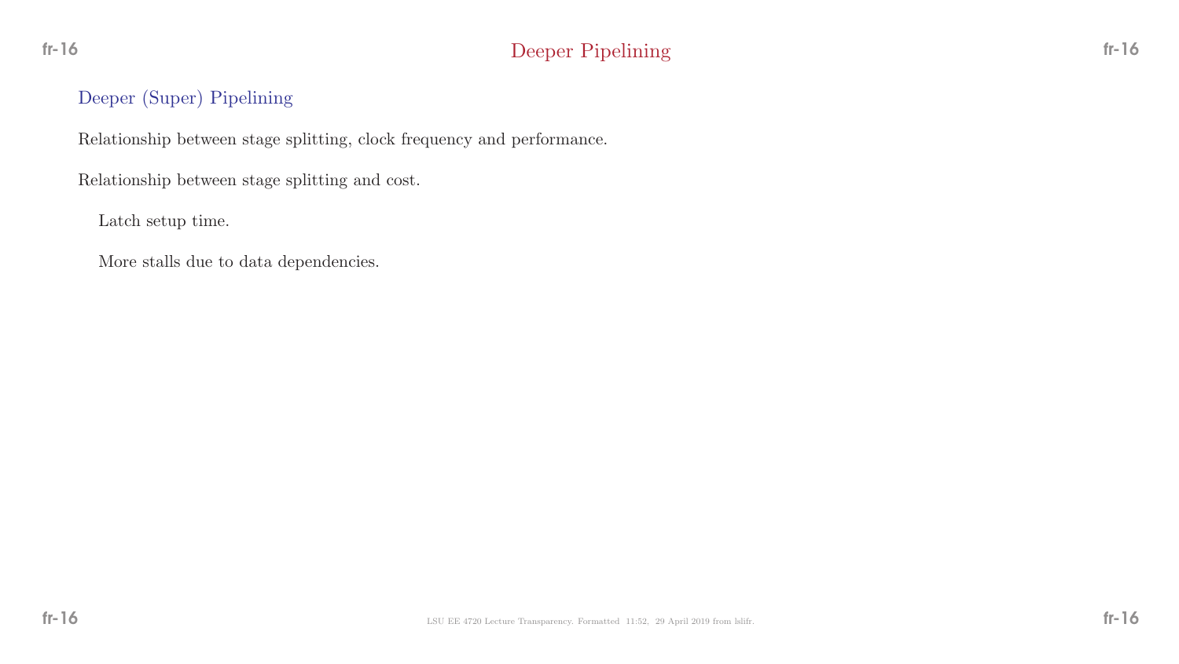# Deeper Pipelining

## Deeper (Super) Pipelining

Relationship between stage splitting, clock frequency and performance.

Relationship between stage splitting and cost.

- Latch setup time.
- More stalls due to data dependencies.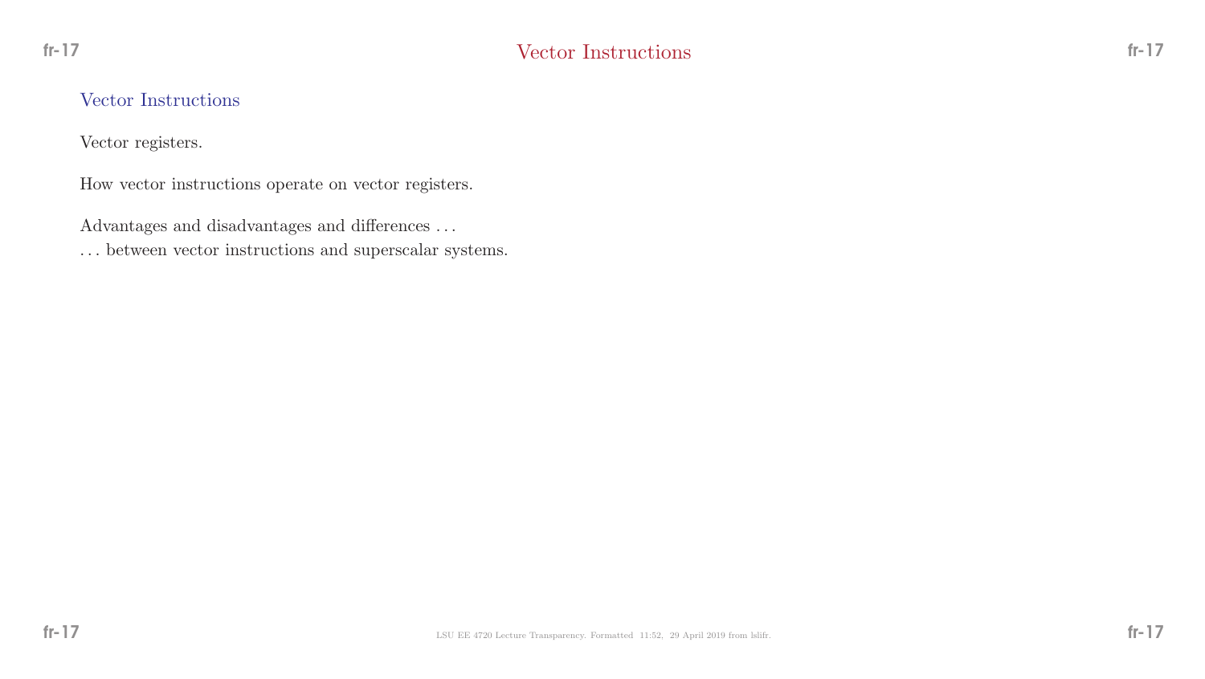# Vector Instructions

## Vector Instructions

Vector registers.

How vector instructions operate on vector registers.

Advantages and disadvantages and differences . . .
. . . between vector instructions and superscalar systems.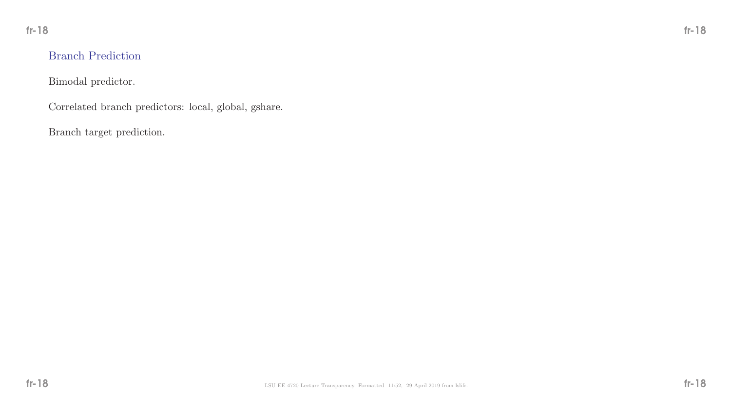## Branch Prediction

Bimodal predictor.

Correlated branch predictors: local, global, gshare.

Branch target prediction.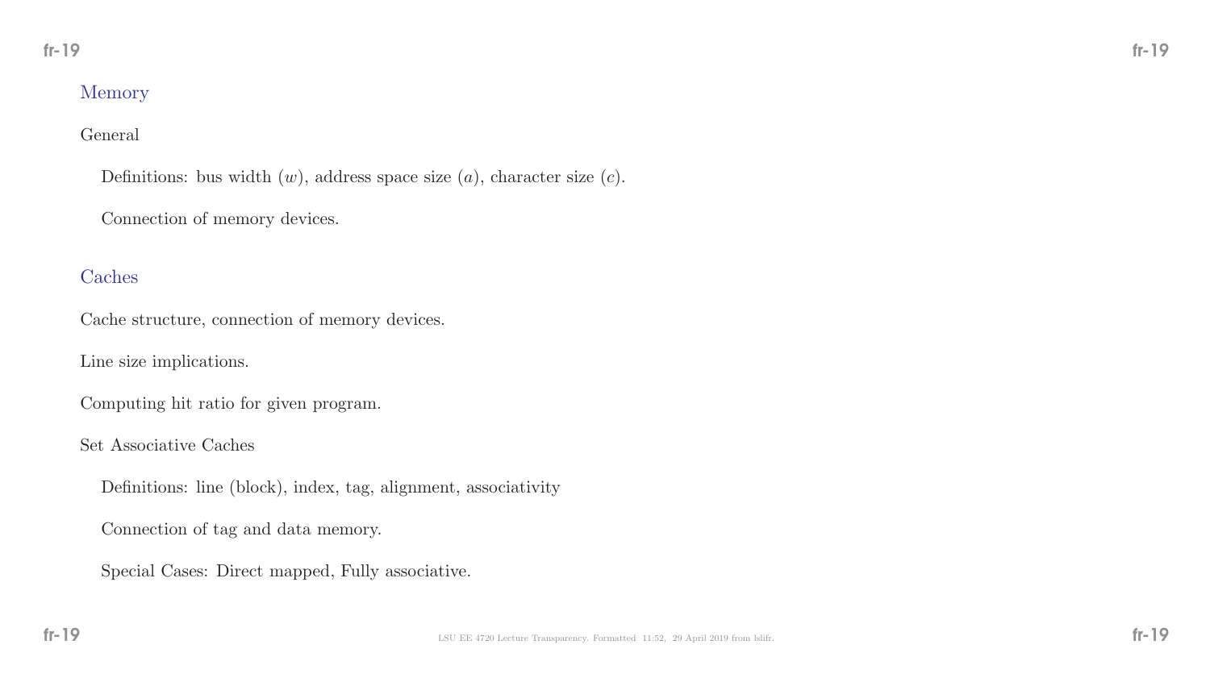## Memory

General

- Definitions: bus width ($w$), address space size ($a$), character size ($c$).
- Connection of memory devices.

## Caches

Cache structure, connection of memory devices.

Line size implications.

Computing hit ratio for given program.

Set Associative Caches

- Definitions: line (block), index, tag, alignment, associativity
- Connection of tag and data memory.
- Special Cases: Direct mapped, Fully associative.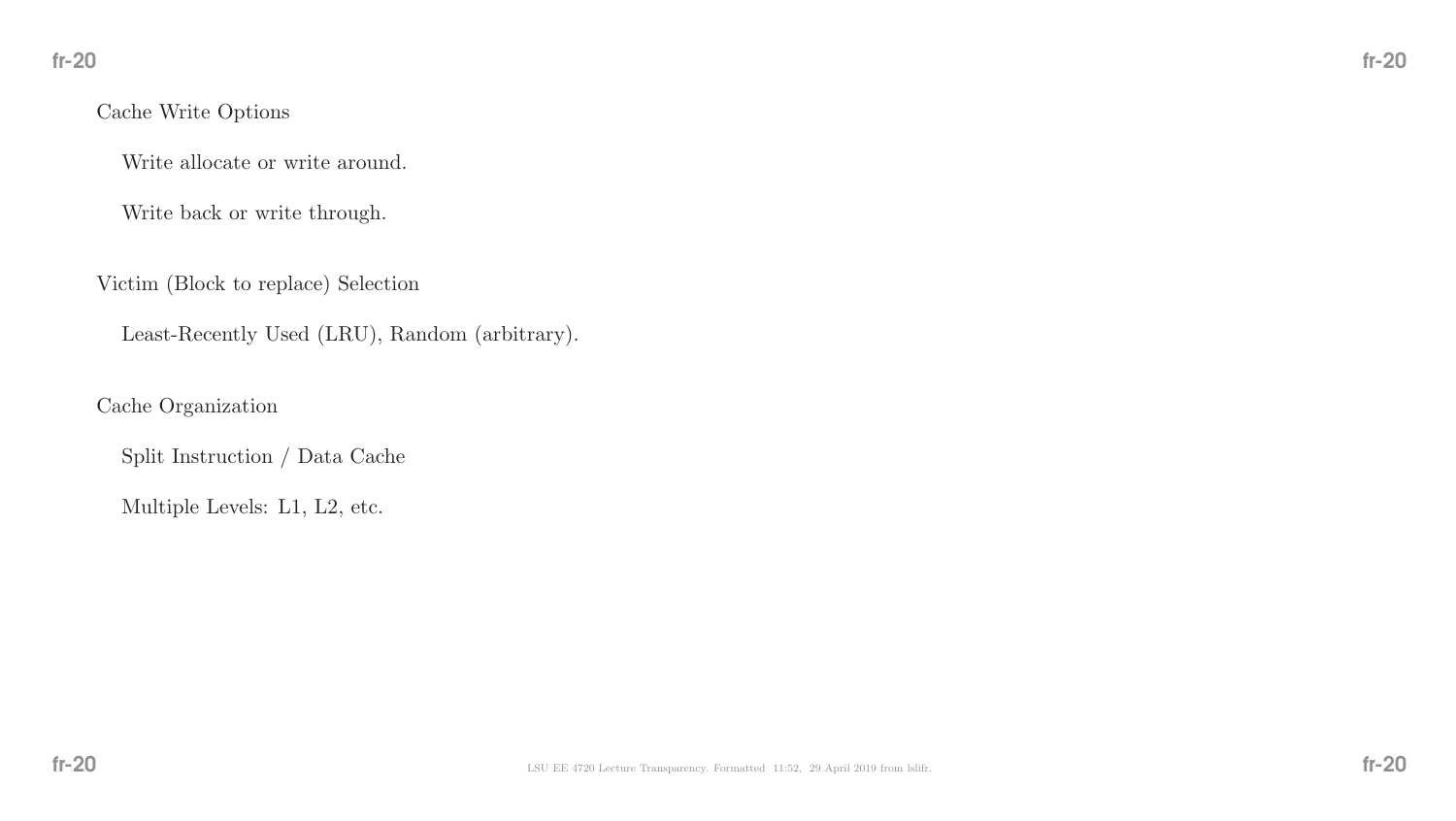Cache Write Options

Write allocate or write around.

Write back or write through.

Victim (Block to replace) Selection

Least-Recently Used (LRU), Random (arbitrary).

Cache Organization

Split Instruction / Data Cache

Multiple Levels: L1, L2, etc.